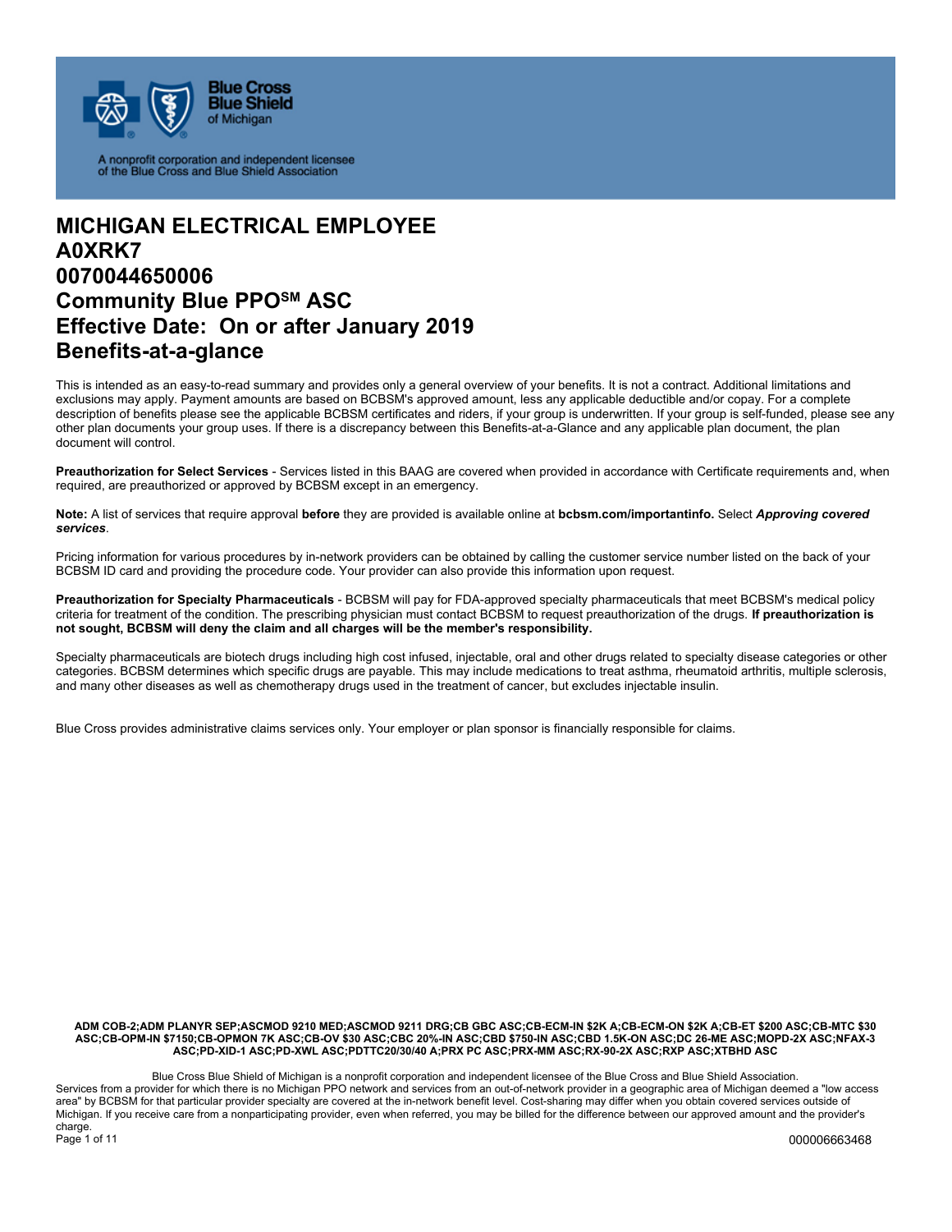Blue Cross Blue Shield of Michigan

A nonprofit corporation and independent licensee of the Blue Cross and Blue Shield Association

# MICHIGAN ELECTRICAL EMPLOYEE
# A0XRK7
# 0070044650006
# Community Blue PPO℠ ASC
# Effective Date: On or after January 2019
# Benefits-at-a-glance

This is intended as an easy-to-read summary and provides only a general overview of your benefits. It is not a contract. Additional limitations and exclusions may apply. Payment amounts are based on BCBSM's approved amount, less any applicable deductible and/or copay. For a complete description of benefits please see the applicable BCBSM certificates and riders, if your group is underwritten. If your group is self-funded, please see any other plan documents your group uses. If there is a discrepancy between this Benefits-at-a-Glance and any applicable plan document, the plan document will control.

**Preauthorization for Select Services** - Services listed in this BAAG are covered when provided in accordance with Certificate requirements and, when required, are preauthorized or approved by BCBSM except in an emergency.

**Note:** A list of services that require approval **before** they are provided is available online at **bcbsm.com/importantinfo.** Select ***Approving covered services***.

Pricing information for various procedures by in-network providers can be obtained by calling the customer service number listed on the back of your BCBSM ID card and providing the procedure code. Your provider can also provide this information upon request.

**Preauthorization for Specialty Pharmaceuticals** - BCBSM will pay for FDA-approved specialty pharmaceuticals that meet BCBSM's medical policy criteria for treatment of the condition. The prescribing physician must contact BCBSM to request preauthorization of the drugs. **If preauthorization is not sought, BCBSM will deny the claim and all charges will be the member's responsibility.**

Specialty pharmaceuticals are biotech drugs including high cost infused, injectable, oral and other drugs related to specialty disease categories or other categories. BCBSM determines which specific drugs are payable. This may include medications to treat asthma, rheumatoid arthritis, multiple sclerosis, and many other diseases as well as chemotherapy drugs used in the treatment of cancer, but excludes injectable insulin.

Blue Cross provides administrative claims services only. Your employer or plan sponsor is financially responsible for claims.

**ADM COB-2;ADM PLANYR SEP;ASCMOD 9210 MED;ASCMOD 9211 DRG;CB GBC ASC;CB-ECM-IN $2K A;CB-ECM-ON $2K A;CB-ET $200 ASC;CB-MTC $30 ASC;CB-OPM-IN $7150;CB-OPMON 7K ASC;CB-OV $30 ASC;CBC 20%-IN ASC;CBD $750-IN ASC;CBD 1.5K-ON ASC;DC 26-ME ASC;MOPD-2X ASC;NFAX-3 ASC;PD-XID-1 ASC;PD-XWL ASC;PDTTC20/30/40 A;PRX PC ASC;PRX-MM ASC;RX-90-2X ASC;RXP ASC;XTBHD ASC**

Blue Cross Blue Shield of Michigan is a nonprofit corporation and independent licensee of the Blue Cross and Blue Shield Association.
Services from a provider for which there is no Michigan PPO network and services from an out-of-network provider in a geographic area of Michigan deemed a "low access area" by BCBSM for that particular provider specialty are covered at the in-network benefit level. Cost-sharing may differ when you obtain covered services outside of Michigan. If you receive care from a nonparticipating provider, even when referred, you may be billed for the difference between our approved amount and the provider's charge.

000006663468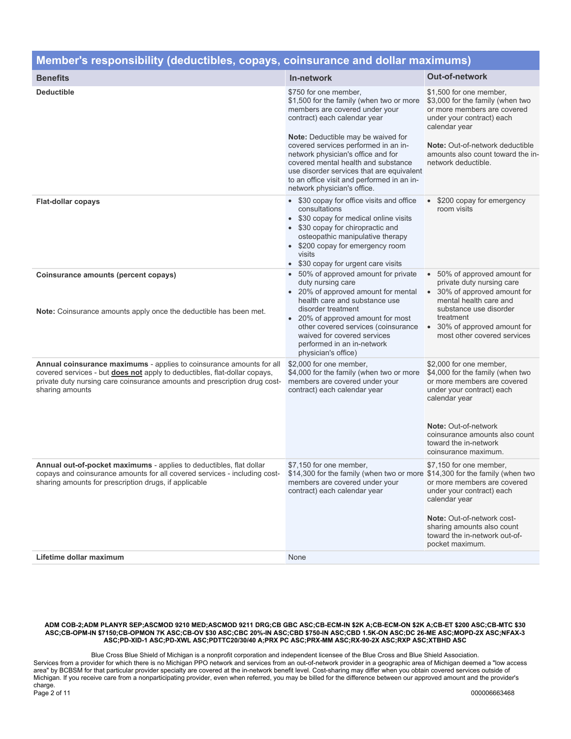## Member's responsibility (deductibles, copays, coinsurance and dollar maximums)

| Benefits | In-network | Out-of-network |
|---|---|---|
| **Deductible** | $750 for one member, $1,500 for the family (when two or more members are covered under your contract) each calendar year<br><br>**Note:** Deductible may be waived for covered services performed in an in-network physician's office and for covered mental health and substance use disorder services that are equivalent to an office visit and performed in an in-network physician's office. | $1,500 for one member, $3,000 for the family (when two or more members are covered under your contract) each calendar year<br><br>**Note:** Out-of-network deductible amounts also count toward the in-network deductible. |
| **Flat-dollar copays** | • $30 copay for office visits and office consultations<br>• $30 copay for medical online visits<br>• $30 copay for chiropractic and osteopathic manipulative therapy<br>• $200 copay for emergency room visits<br>• $30 copay for urgent care visits | • $200 copay for emergency room visits |
| **Coinsurance amounts (percent copays)**<br><br>**Note:** Coinsurance amounts apply once the deductible has been met. | • 50% of approved amount for private duty nursing care<br>• 20% of approved amount for mental health care and substance use disorder treatment<br>• 20% of approved amount for most other covered services (coinsurance waived for covered services performed in an in-network physician's office) | • 50% of approved amount for private duty nursing care<br>• 30% of approved amount for mental health care and substance use disorder treatment<br>• 30% of approved amount for most other covered services |
| **Annual coinsurance maximums** - applies to coinsurance amounts for all covered services - but **does not** apply to deductibles, flat-dollar copays, private duty nursing care coinsurance amounts and prescription drug cost-sharing amounts | $2,000 for one member, $4,000 for the family (when two or more members are covered under your contract) each calendar year | $2,000 for one member, $4,000 for the family (when two or more members are covered under your contract) each calendar year<br><br>**Note:** Out-of-network coinsurance amounts also count toward the in-network coinsurance maximum. |
| **Annual out-of-pocket maximums** - applies to deductibles, flat dollar copays and coinsurance amounts for all covered services - including cost-sharing amounts for prescription drugs, if applicable | $7,150 for one member, $14,300 for the family (when two or more members are covered under your contract) each calendar year | $7,150 for one member, $14,300 for the family (when two or more members are covered under your contract) each calendar year<br><br>**Note:** Out-of-network cost-sharing amounts also count toward the in-network out-of-pocket maximum. |
| **Lifetime dollar maximum** | None | |

**ADM COB-2;ADM PLANYR SEP;ASCMOD 9210 MED;ASCMOD 9211 DRG;CB GBC ASC;CB-ECM-IN $2K A;CB-ECM-ON $2K A;CB-ET $200 ASC;CB-MTC $30 ASC;CB-OPM-IN $7150;CB-OPMON 7K ASC;CB-OV $30 ASC;CBC 20%-IN ASC;CBD $750-IN ASC;CBD 1.5K-ON ASC;DC 26-ME ASC;MOPD-2X ASC;NFAX-3 ASC;PD-XID-1 ASC;PD-XWL ASC;PDTTC20/30/40 A;PRX PC ASC;PRX-MM ASC;RX-90-2X ASC;RXP ASC;XTBHD ASC**

Blue Cross Blue Shield of Michigan is a nonprofit corporation and independent licensee of the Blue Cross and Blue Shield Association.
Services from a provider for which there is no Michigan PPO network and services from an out-of-network provider in a geographic area of Michigan deemed a "low access area" by BCBSM for that particular provider specialty are covered at the in-network benefit level. Cost-sharing may differ when you obtain covered services outside of Michigan. If you receive care from a nonparticipating provider, even when referred, you may be billed for the difference between our approved amount and the provider's charge.

000006663468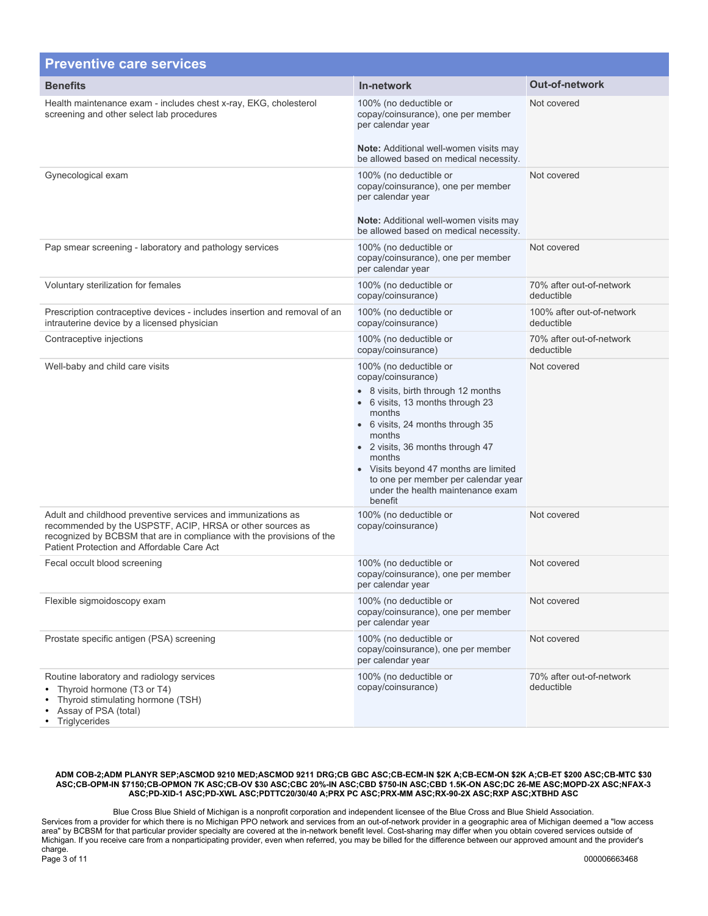## Preventive care services

| Benefits | In-network | Out-of-network |
|---|---|---|
| Health maintenance exam - includes chest x-ray, EKG, cholesterol screening and other select lab procedures | 100% (no deductible or copay/coinsurance), one per member per calendar year<br><br>**Note:** Additional well-women visits may be allowed based on medical necessity. | Not covered |
| Gynecological exam | 100% (no deductible or copay/coinsurance), one per member per calendar year<br><br>**Note:** Additional well-women visits may be allowed based on medical necessity. | Not covered |
| Pap smear screening - laboratory and pathology services | 100% (no deductible or copay/coinsurance), one per member per calendar year | Not covered |
| Voluntary sterilization for females | 100% (no deductible or copay/coinsurance) | 70% after out-of-network deductible |
| Prescription contraceptive devices - includes insertion and removal of an intrauterine device by a licensed physician | 100% (no deductible or copay/coinsurance) | 100% after out-of-network deductible |
| Contraceptive injections | 100% (no deductible or copay/coinsurance) | 70% after out-of-network deductible |
| Well-baby and child care visits | 100% (no deductible or copay/coinsurance)<br>• 8 visits, birth through 12 months<br>• 6 visits, 13 months through 23 months<br>• 6 visits, 24 months through 35 months<br>• 2 visits, 36 months through 47 months<br>• Visits beyond 47 months are limited to one per member per calendar year under the health maintenance exam benefit | Not covered |
| Adult and childhood preventive services and immunizations as recommended by the USPSTF, ACIP, HRSA or other sources as recognized by BCBSM that are in compliance with the provisions of the Patient Protection and Affordable Care Act | 100% (no deductible or copay/coinsurance) | Not covered |
| Fecal occult blood screening | 100% (no deductible or copay/coinsurance), one per member per calendar year | Not covered |
| Flexible sigmoidoscopy exam | 100% (no deductible or copay/coinsurance), one per member per calendar year | Not covered |
| Prostate specific antigen (PSA) screening | 100% (no deductible or copay/coinsurance), one per member per calendar year | Not covered |
| Routine laboratory and radiology services<br>• Thyroid hormone (T3 or T4)<br>• Thyroid stimulating hormone (TSH)<br>• Assay of PSA (total)<br>• Triglycerides | 100% (no deductible or copay/coinsurance) | 70% after out-of-network deductible |

**ADM COB-2;ADM PLANYR SEP;ASCMOD 9210 MED;ASCMOD 9211 DRG;CB GBC ASC;CB-ECM-IN $2K A;CB-ECM-ON $2K A;CB-ET $200 ASC;CB-MTC $30 ASC;CB-OPM-IN $7150;CB-OPMON 7K ASC;CB-OV $30 ASC;CBC 20%-IN ASC;CBD $750-IN ASC;CBD 1.5K-ON ASC;DC 26-ME ASC;MOPD-2X ASC;NFAX-3 ASC;PD-XID-1 ASC;PD-XWL ASC;PDTTC20/30/40 A;PRX PC ASC;PRX-MM ASC;RX-90-2X ASC;RXP ASC;XTBHD ASC**

Blue Cross Blue Shield of Michigan is a nonprofit corporation and independent licensee of the Blue Cross and Blue Shield Association.
Services from a provider for which there is no Michigan PPO network and services from an out-of-network provider in a geographic area of Michigan deemed a "low access area" by BCBSM for that particular provider specialty are covered at the in-network benefit level. Cost-sharing may differ when you obtain covered services outside of Michigan. If you receive care from a nonparticipating provider, even when referred, you may be billed for the difference between our approved amount and the provider's charge.

000006663468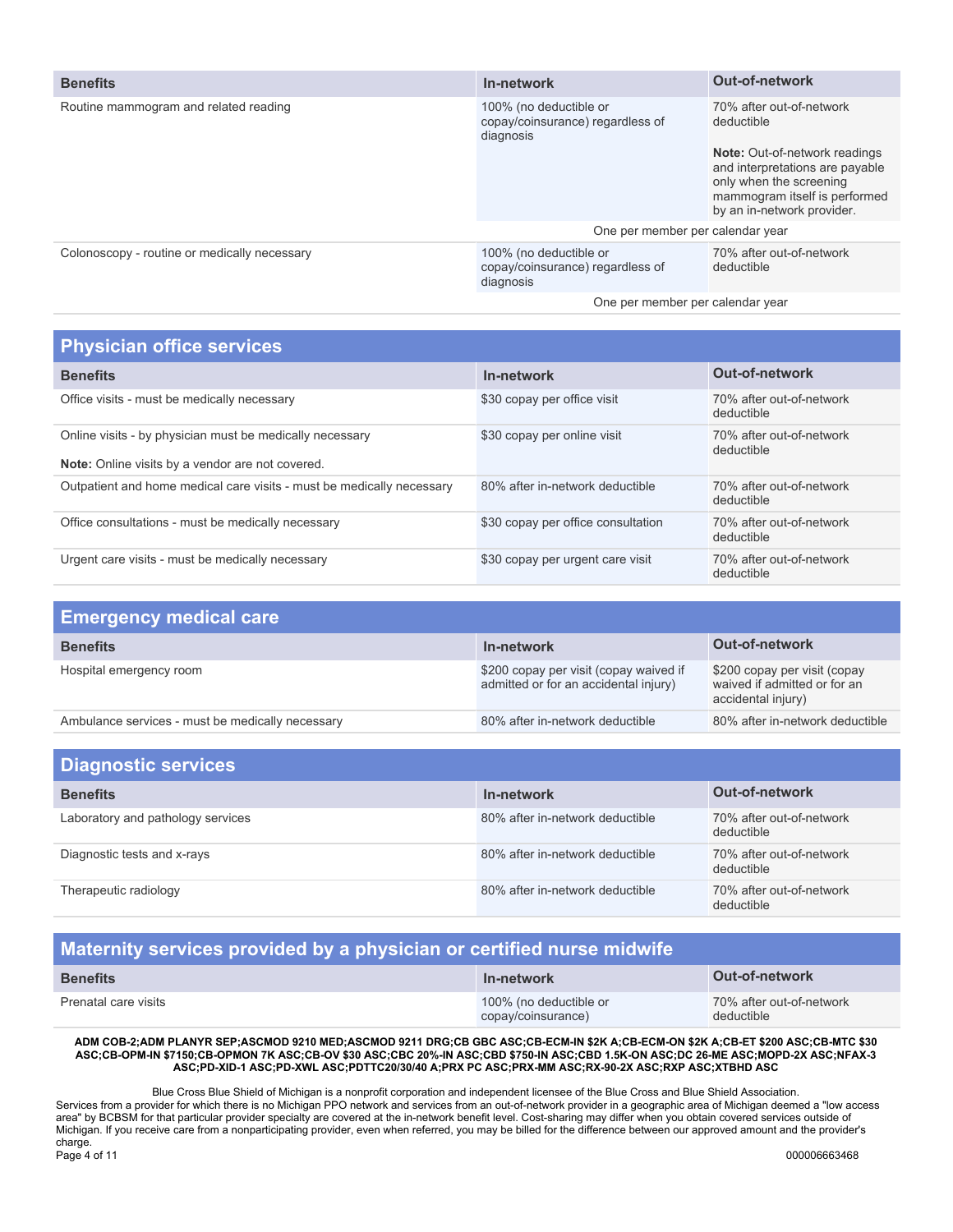| Benefits | In-network | Out-of-network |
|---|---|---|
| Routine mammogram and related reading | 100% (no deductible or copay/coinsurance) regardless of diagnosis | 70% after out-of-network deductible<br><br>**Note:** Out-of-network readings and interpretations are payable only when the screening mammogram itself is performed by an in-network provider. |
| | One per member per calendar year | |
| Colonoscopy - routine or medically necessary | 100% (no deductible or copay/coinsurance) regardless of diagnosis | 70% after out-of-network deductible |
| | One per member per calendar year | |

## Physician office services

| Benefits | In-network | Out-of-network |
|---|---|---|
| Office visits - must be medically necessary | $30 copay per office visit | 70% after out-of-network deductible |
| Online visits - by physician must be medically necessary<br><br>**Note:** Online visits by a vendor are not covered. | $30 copay per online visit | 70% after out-of-network deductible |
| Outpatient and home medical care visits - must be medically necessary | 80% after in-network deductible | 70% after out-of-network deductible |
| Office consultations - must be medically necessary | $30 copay per office consultation | 70% after out-of-network deductible |
| Urgent care visits - must be medically necessary | $30 copay per urgent care visit | 70% after out-of-network deductible |

## Emergency medical care

| Benefits | In-network | Out-of-network |
|---|---|---|
| Hospital emergency room | $200 copay per visit (copay waived if admitted or for an accidental injury) | $200 copay per visit (copay waived if admitted or for an accidental injury) |
| Ambulance services - must be medically necessary | 80% after in-network deductible | 80% after in-network deductible |

## Diagnostic services

| Benefits | In-network | Out-of-network |
|---|---|---|
| Laboratory and pathology services | 80% after in-network deductible | 70% after out-of-network deductible |
| Diagnostic tests and x-rays | 80% after in-network deductible | 70% after out-of-network deductible |
| Therapeutic radiology | 80% after in-network deductible | 70% after out-of-network deductible |

## Maternity services provided by a physician or certified nurse midwife

| Benefits | In-network | Out-of-network |
|---|---|---|
| Prenatal care visits | 100% (no deductible or copay/coinsurance) | 70% after out-of-network deductible |

**ADM COB-2;ADM PLANYR SEP;ASCMOD 9210 MED;ASCMOD 9211 DRG;CB GBC ASC;CB-ECM-IN $2K A;CB-ECM-ON $2K A;CB-ET $200 ASC;CB-MTC $30 ASC;CB-OPM-IN $7150;CB-OPMON 7K ASC;CB-OV $30 ASC;CBC 20%-IN ASC;CBD $750-IN ASC;CBD 1.5K-ON ASC;DC 26-ME ASC;MOPD-2X ASC;NFAX-3 ASC;PD-XID-1 ASC;PD-XWL ASC;PDTTC20/30/40 A;PRX PC ASC;PRX-MM ASC;RX-90-2X ASC;RXP ASC;XTBHD ASC**

Blue Cross Blue Shield of Michigan is a nonprofit corporation and independent licensee of the Blue Cross and Blue Shield Association.
Services from a provider for which there is no Michigan PPO network and services from an out-of-network provider in a geographic area of Michigan deemed a "low access area" by BCBSM for that particular provider specialty are covered at the in-network benefit level. Cost-sharing may differ when you obtain covered services outside of Michigan. If you receive care from a nonparticipating provider, even when referred, you may be billed for the difference between our approved amount and the provider's charge.

000006663468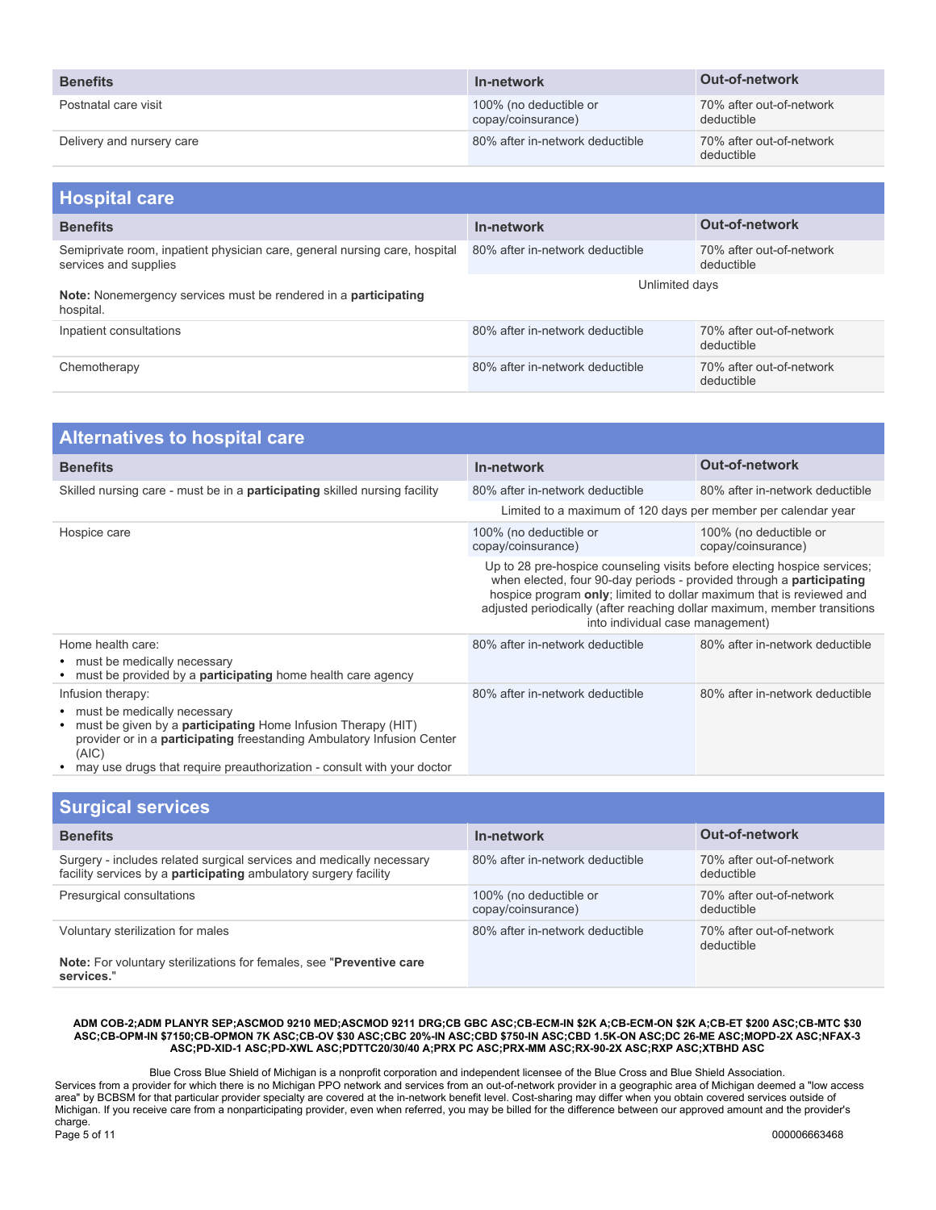| Benefits | In-network | Out-of-network |
| --- | --- | --- |
| Postnatal care visit | 100% (no deductible or copay/coinsurance) | 70% after out-of-network deductible |
| Delivery and nursery care | 80% after in-network deductible | 70% after out-of-network deductible |

## Hospital care

| Benefits | In-network | Out-of-network |
| --- | --- | --- |
| Semiprivate room, inpatient physician care, general nursing care, hospital services and supplies<br><br>**Note:** Nonemergency services must be rendered in a **participating** hospital. | 80% after in-network deductible<br><br>Unlimited days | 70% after out-of-network deductible |
| Inpatient consultations | 80% after in-network deductible | 70% after out-of-network deductible |
| Chemotherapy | 80% after in-network deductible | 70% after out-of-network deductible |

## Alternatives to hospital care

| Benefits | In-network | Out-of-network |
| --- | --- | --- |
| Skilled nursing care - must be in a **participating** skilled nursing facility | 80% after in-network deductible | 80% after in-network deductible |
| | Limited to a maximum of 120 days per member per calendar year | |
| Hospice care | 100% (no deductible or copay/coinsurance) | 100% (no deductible or copay/coinsurance) |
| | Up to 28 pre-hospice counseling visits before electing hospice services; when elected, four 90-day periods - provided through a **participating** hospice program **only**; limited to dollar maximum that is reviewed and adjusted periodically (after reaching dollar maximum, member transitions into individual case management) | |
| Home health care:<br>• must be medically necessary<br>• must be provided by a **participating** home health care agency | 80% after in-network deductible | 80% after in-network deductible |
| Infusion therapy:<br>• must be medically necessary<br>• must be given by a **participating** Home Infusion Therapy (HIT) provider or in a **participating** freestanding Ambulatory Infusion Center (AIC)<br>• may use drugs that require preauthorization - consult with your doctor | 80% after in-network deductible | 80% after in-network deductible |

## Surgical services

| Benefits | In-network | Out-of-network |
| --- | --- | --- |
| Surgery - includes related surgical services and medically necessary facility services by a **participating** ambulatory surgery facility | 80% after in-network deductible | 70% after out-of-network deductible |
| Presurgical consultations | 100% (no deductible or copay/coinsurance) | 70% after out-of-network deductible |
| Voluntary sterilization for males<br><br>**Note:** For voluntary sterilizations for females, see "**Preventive care services.**" | 80% after in-network deductible | 70% after out-of-network deductible |

**ADM COB-2;ADM PLANYR SEP;ASCMOD 9210 MED;ASCMOD 9211 DRG;CB GBC ASC;CB-ECM-IN $2K A;CB-ECM-ON $2K A;CB-ET $200 ASC;CB-MTC $30 ASC;CB-OPM-IN $7150;CB-OPMON 7K ASC;CB-OV $30 ASC;CBC 20%-IN ASC;CBD $750-IN ASC;CBD 1.5K-ON ASC;DC 26-ME ASC;MOPD-2X ASC;NFAX-3 ASC;PD-XID-1 ASC;PD-XWL ASC;PDTTC20/30/40 A;PRX PC ASC;PRX-MM ASC;RX-90-2X ASC;RXP ASC;XTBHD ASC**

Blue Cross Blue Shield of Michigan is a nonprofit corporation and independent licensee of the Blue Cross and Blue Shield Association.
Services from a provider for which there is no Michigan PPO network and services from an out-of-network provider in a geographic area of Michigan deemed a "low access area" by BCBSM for that particular provider specialty are covered at the in-network benefit level. Cost-sharing may differ when you obtain covered services outside of Michigan. If you receive care from a nonparticipating provider, even when referred, you may be billed for the difference between our approved amount and the provider's charge.

000006663468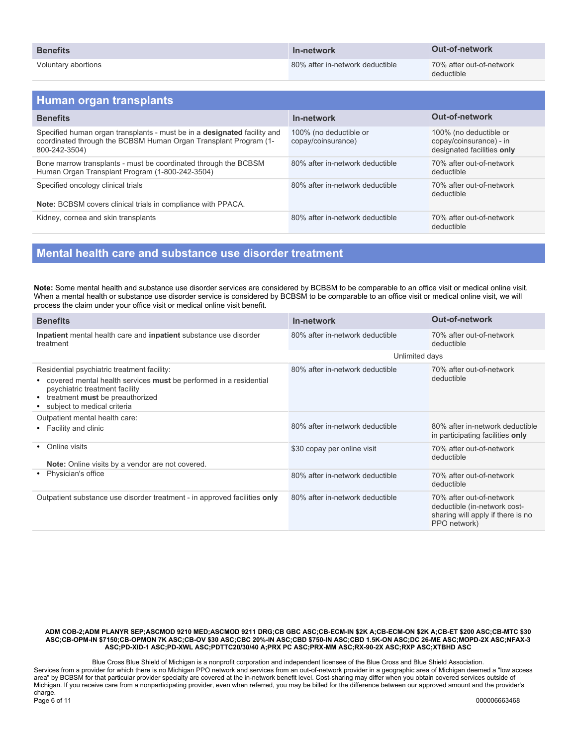| Benefits | In-network | Out-of-network |
|---|---|---|
| Voluntary abortions | 80% after in-network deductible | 70% after out-of-network deductible |

## Human organ transplants

| Benefits | In-network | Out-of-network |
|---|---|---|
| Specified human organ transplants - must be in a **designated** facility and coordinated through the BCBSM Human Organ Transplant Program (1-800-242-3504) | 100% (no deductible or copay/coinsurance) | 100% (no deductible or copay/coinsurance) - in designated facilities **only** |
| Bone marrow transplants - must be coordinated through the BCBSM Human Organ Transplant Program (1-800-242-3504) | 80% after in-network deductible | 70% after out-of-network deductible |
| Specified oncology clinical trials<br><br>**Note:** BCBSM covers clinical trials in compliance with PPACA. | 80% after in-network deductible | 70% after out-of-network deductible |
| Kidney, cornea and skin transplants | 80% after in-network deductible | 70% after out-of-network deductible |

## Mental health care and substance use disorder treatment

**Note:** Some mental health and substance use disorder services are considered by BCBSM to be comparable to an office visit or medical online visit. When a mental health or substance use disorder service is considered by BCBSM to be comparable to an office visit or medical online visit, we will process the claim under your office visit or medical online visit benefit.

| Benefits | In-network | Out-of-network |
|---|---|---|
| **Inpatient** mental health care and **inpatient** substance use disorder treatment | 80% after in-network deductible | 70% after out-of-network deductible |
| | Unlimited days | |
| Residential psychiatric treatment facility:<br>• covered mental health services **must** be performed in a residential psychiatric treatment facility<br>• treatment **must** be preauthorized<br>• subject to medical criteria | 80% after in-network deductible | 70% after out-of-network deductible |
| Outpatient mental health care:<br>• Facility and clinic | 80% after in-network deductible | 80% after in-network deductible in participating facilities **only** |
| • Online visits<br><br>**Note:** Online visits by a vendor are not covered. | $30 copay per online visit | 70% after out-of-network deductible |
| • Physician's office | 80% after in-network deductible | 70% after out-of-network deductible |
| Outpatient substance use disorder treatment - in approved facilities **only** | 80% after in-network deductible | 70% after out-of-network deductible (in-network cost-sharing will apply if there is no PPO network) |

**ADM COB-2;ADM PLANYR SEP;ASCMOD 9210 MED;ASCMOD 9211 DRG;CB GBC ASC;CB-ECM-IN $2K A;CB-ECM-ON $2K A;CB-ET $200 ASC;CB-MTC $30 ASC;CB-OPM-IN $7150;CB-OPMON 7K ASC;CB-OV $30 ASC;CBC 20%-IN ASC;CBD $750-IN ASC;CBD 1.5K-ON ASC;DC 26-ME ASC;MOPD-2X ASC;NFAX-3 ASC;PD-XID-1 ASC;PD-XWL ASC;PDTTC20/30/40 A;PRX PC ASC;PRX-MM ASC;RX-90-2X ASC;RXP ASC;XTBHD ASC**

Blue Cross Blue Shield of Michigan is a nonprofit corporation and independent licensee of the Blue Cross and Blue Shield Association.
Services from a provider for which there is no Michigan PPO network and services from an out-of-network provider in a geographic area of Michigan deemed a "low access area" by BCBSM for that particular provider specialty are covered at the in-network benefit level. Cost-sharing may differ when you obtain covered services outside of Michigan. If you receive care from a nonparticipating provider, even when referred, you may be billed for the difference between our approved amount and the provider's charge.

000006663468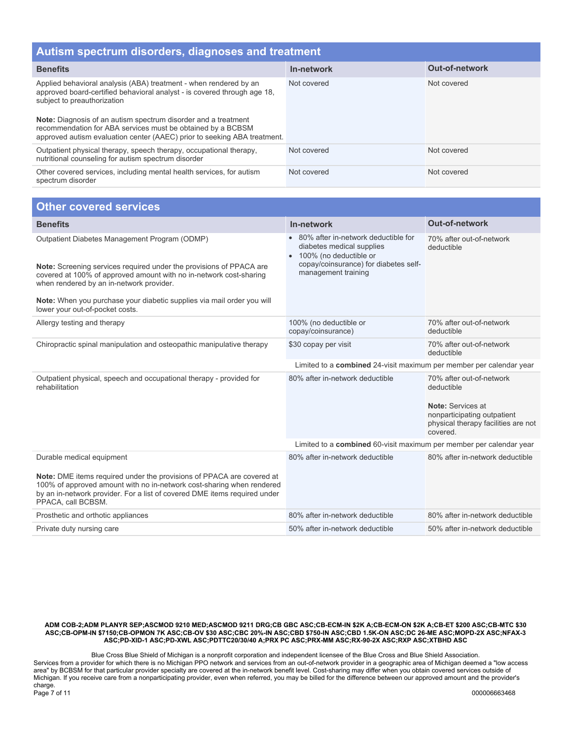## Autism spectrum disorders, diagnoses and treatment

| Benefits | In-network | Out-of-network |
| --- | --- | --- |
| Applied behavioral analysis (ABA) treatment - when rendered by an approved board-certified behavioral analyst - is covered through age 18, subject to preauthorization<br><br>**Note:** Diagnosis of an autism spectrum disorder and a treatment recommendation for ABA services must be obtained by a BCBSM approved autism evaluation center (AAEC) prior to seeking ABA treatment. | Not covered | Not covered |
| Outpatient physical therapy, speech therapy, occupational therapy, nutritional counseling for autism spectrum disorder | Not covered | Not covered |
| Other covered services, including mental health services, for autism spectrum disorder | Not covered | Not covered |

## Other covered services

| Benefits | In-network | Out-of-network |
| --- | --- | --- |
| Outpatient Diabetes Management Program (ODMP)<br><br>**Note:** Screening services required under the provisions of PPACA are covered at 100% of approved amount with no in-network cost-sharing when rendered by an in-network provider.<br><br>**Note:** When you purchase your diabetic supplies via mail order you will lower your out-of-pocket costs. | • 80% after in-network deductible for diabetes medical supplies<br>• 100% (no deductible or copay/coinsurance) for diabetes self-management training | 70% after out-of-network deductible |
| Allergy testing and therapy | 100% (no deductible or copay/coinsurance) | 70% after out-of-network deductible |
| Chiropractic spinal manipulation and osteopathic manipulative therapy | $30 copay per visit | 70% after out-of-network deductible |
| | Limited to a **combined** 24-visit maximum per member per calendar year | |
| Outpatient physical, speech and occupational therapy - provided for rehabilitation | 80% after in-network deductible | 70% after out-of-network deductible<br><br>**Note:** Services at nonparticipating outpatient physical therapy facilities are not covered. |
| | Limited to a **combined** 60-visit maximum per member per calendar year | |
| Durable medical equipment<br><br>**Note:** DME items required under the provisions of PPACA are covered at 100% of approved amount with no in-network cost-sharing when rendered by an in-network provider. For a list of covered DME items required under PPACA, call BCBSM. | 80% after in-network deductible | 80% after in-network deductible |
| Prosthetic and orthotic appliances | 80% after in-network deductible | 80% after in-network deductible |
| Private duty nursing care | 50% after in-network deductible | 50% after in-network deductible |

**ADM COB-2;ADM PLANYR SEP;ASCMOD 9210 MED;ASCMOD 9211 DRG;CB GBC ASC;CB-ECM-IN $2K A;CB-ECM-ON $2K A;CB-ET $200 ASC;CB-MTC $30 ASC;CB-OPM-IN $7150;CB-OPMON 7K ASC;CB-OV $30 ASC;CBC 20%-IN ASC;CBD $750-IN ASC;CBD 1.5K-ON ASC;DC 26-ME ASC;MOPD-2X ASC;NFAX-3 ASC;PD-XID-1 ASC;PD-XWL ASC;PDTTC20/30/40 A;PRX PC ASC;PRX-MM ASC;RX-90-2X ASC;RXP ASC;XTBHD ASC**

Blue Cross Blue Shield of Michigan is a nonprofit corporation and independent licensee of the Blue Cross and Blue Shield Association.
Services from a provider for which there is no Michigan PPO network and services from an out-of-network provider in a geographic area of Michigan deemed a "low access area" by BCBSM for that particular provider specialty are covered at the in-network benefit level. Cost-sharing may differ when you obtain covered services outside of Michigan. If you receive care from a nonparticipating provider, even when referred, you may be billed for the difference between our approved amount and the provider's charge.

000006663468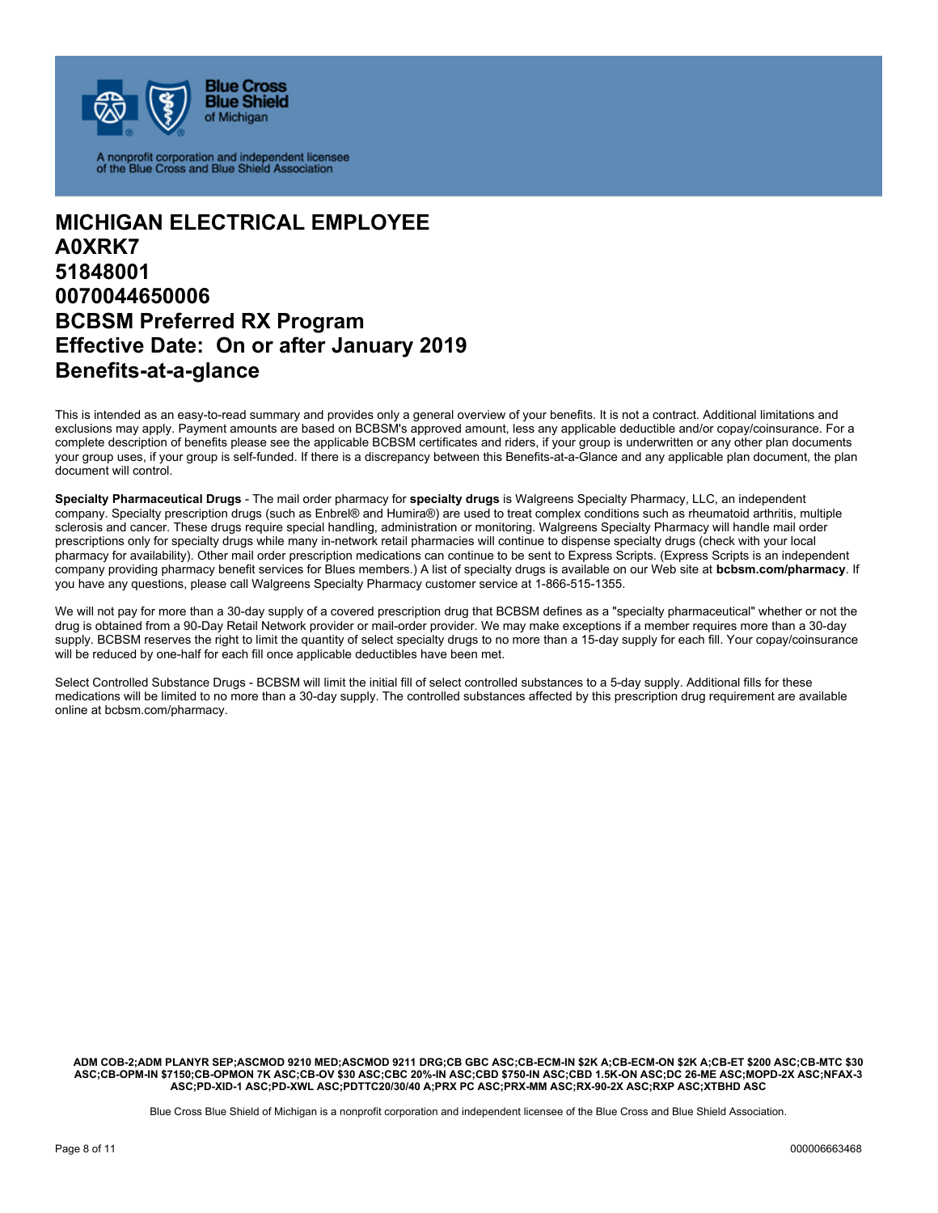Blue Cross Blue Shield of Michigan

A nonprofit corporation and independent licensee of the Blue Cross and Blue Shield Association

# MICHIGAN ELECTRICAL EMPLOYEE
# A0XRK7
# 51848001
# 0070044650006
# BCBSM Preferred RX Program
# Effective Date: On or after January 2019
# Benefits-at-a-glance

This is intended as an easy-to-read summary and provides only a general overview of your benefits. It is not a contract. Additional limitations and exclusions may apply. Payment amounts are based on BCBSM's approved amount, less any applicable deductible and/or copay/coinsurance. For a complete description of benefits please see the applicable BCBSM certificates and riders, if your group is underwritten or any other plan documents your group uses, if your group is self-funded. If there is a discrepancy between this Benefits-at-a-Glance and any applicable plan document, the plan document will control.

**Specialty Pharmaceutical Drugs** - The mail order pharmacy for **specialty drugs** is Walgreens Specialty Pharmacy, LLC, an independent company. Specialty prescription drugs (such as Enbrel® and Humira®) are used to treat complex conditions such as rheumatoid arthritis, multiple sclerosis and cancer. These drugs require special handling, administration or monitoring. Walgreens Specialty Pharmacy will handle mail order prescriptions only for specialty drugs while many in-network retail pharmacies will continue to dispense specialty drugs (check with your local pharmacy for availability). Other mail order prescription medications can continue to be sent to Express Scripts. (Express Scripts is an independent company providing pharmacy benefit services for Blues members.) A list of specialty drugs is available on our Web site at **bcbsm.com/pharmacy**. If you have any questions, please call Walgreens Specialty Pharmacy customer service at 1-866-515-1355.

We will not pay for more than a 30-day supply of a covered prescription drug that BCBSM defines as a "specialty pharmaceutical" whether or not the drug is obtained from a 90-Day Retail Network provider or mail-order provider. We may make exceptions if a member requires more than a 30-day supply. BCBSM reserves the right to limit the quantity of select specialty drugs to no more than a 15-day supply for each fill. Your copay/coinsurance will be reduced by one-half for each fill once applicable deductibles have been met.

Select Controlled Substance Drugs - BCBSM will limit the initial fill of select controlled substances to a 5-day supply. Additional fills for these medications will be limited to no more than a 30-day supply. The controlled substances affected by this prescription drug requirement are available online at bcbsm.com/pharmacy.

**ADM COB-2;ADM PLANYR SEP;ASCMOD 9210 MED;ASCMOD 9211 DRG;CB GBC ASC;CB-ECM-IN $2K A;CB-ECM-ON $2K A;CB-ET $200 ASC;CB-MTC $30 ASC;CB-OPM-IN $7150;CB-OPMON 7K ASC;CB-OV $30 ASC;CBC 20%-IN ASC;CBD $750-IN ASC;CBD 1.5K-ON ASC;DC 26-ME ASC;MOPD-2X ASC;NFAX-3 ASC;PD-XID-1 ASC;PD-XWL ASC;PDTTC20/30/40 A;PRX PC ASC;PRX-MM ASC;RX-90-2X ASC;RXP ASC;XTBHD ASC**

Blue Cross Blue Shield of Michigan is a nonprofit corporation and independent licensee of the Blue Cross and Blue Shield Association.

000006663468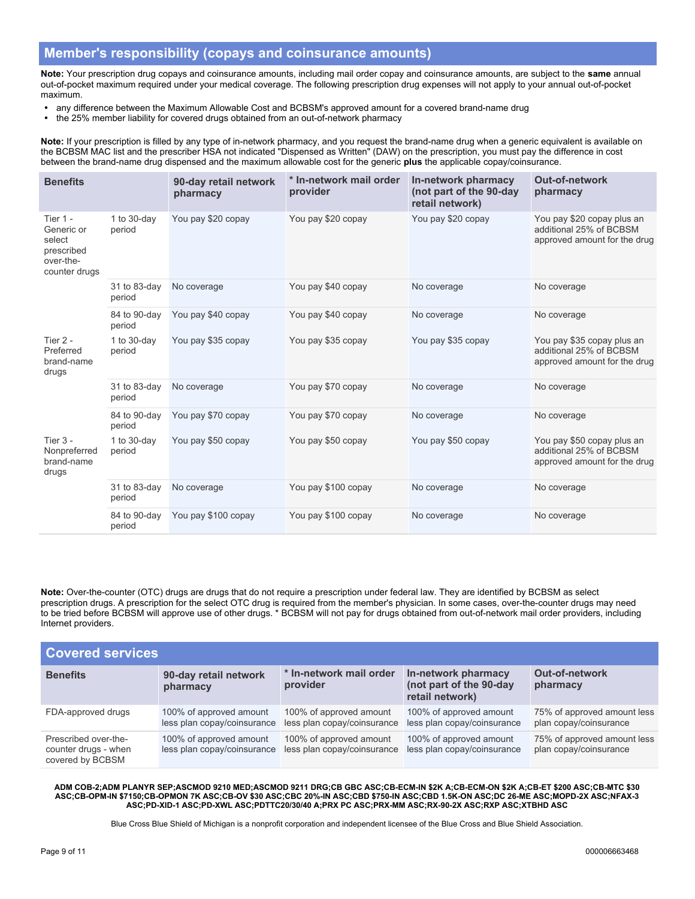## Member's responsibility (copays and coinsurance amounts)

**Note:** Your prescription drug copays and coinsurance amounts, including mail order copay and coinsurance amounts, are subject to the **same** annual out-of-pocket maximum required under your medical coverage. The following prescription drug expenses will not apply to your annual out-of-pocket maximum.

- any difference between the Maximum Allowable Cost and BCBSM's approved amount for a covered brand-name drug
- the 25% member liability for covered drugs obtained from an out-of-network pharmacy

**Note:** If your prescription is filled by any type of in-network pharmacy, and you request the brand-name drug when a generic equivalent is available on the BCBSM MAC list and the prescriber HSA not indicated "Dispensed as Written" (DAW) on the prescription, you must pay the difference in cost between the brand-name drug dispensed and the maximum allowable cost for the generic **plus** the applicable copay/coinsurance.

| Benefits | | 90-day retail network pharmacy | * In-network mail order provider | In-network pharmacy (not part of the 90-day retail network) | Out-of-network pharmacy |
|---|---|---|---|---|---|
| Tier 1 - Generic or select prescribed over-the-counter drugs | 1 to 30-day period | You pay $20 copay | You pay $20 copay | You pay $20 copay | You pay $20 copay plus an additional 25% of BCBSM approved amount for the drug |
| | 31 to 83-day period | No coverage | You pay $40 copay | No coverage | No coverage |
| | 84 to 90-day period | You pay $40 copay | You pay $40 copay | No coverage | No coverage |
| Tier 2 - Preferred brand-name drugs | 1 to 30-day period | You pay $35 copay | You pay $35 copay | You pay $35 copay | You pay $35 copay plus an additional 25% of BCBSM approved amount for the drug |
| | 31 to 83-day period | No coverage | You pay $70 copay | No coverage | No coverage |
| | 84 to 90-day period | You pay $70 copay | You pay $70 copay | No coverage | No coverage |
| Tier 3 - Nonpreferred brand-name drugs | 1 to 30-day period | You pay $50 copay | You pay $50 copay | You pay $50 copay | You pay $50 copay plus an additional 25% of BCBSM approved amount for the drug |
| | 31 to 83-day period | No coverage | You pay $100 copay | No coverage | No coverage |
| | 84 to 90-day period | You pay $100 copay | You pay $100 copay | No coverage | No coverage |

**Note:** Over-the-counter (OTC) drugs are drugs that do not require a prescription under federal law. They are identified by BCBSM as select prescription drugs. A prescription for the select OTC drug is required from the member's physician. In some cases, over-the-counter drugs may need to be tried before BCBSM will approve use of other drugs. * BCBSM will not pay for drugs obtained from out-of-network mail order providers, including Internet providers.

## Covered services

| Benefits | 90-day retail network pharmacy | * In-network mail order provider | In-network pharmacy (not part of the 90-day retail network) | Out-of-network pharmacy |
|---|---|---|---|---|
| FDA-approved drugs | 100% of approved amount less plan copay/coinsurance | 100% of approved amount less plan copay/coinsurance | 100% of approved amount less plan copay/coinsurance | 75% of approved amount less plan copay/coinsurance |
| Prescribed over-the-counter drugs - when covered by BCBSM | 100% of approved amount less plan copay/coinsurance | 100% of approved amount less plan copay/coinsurance | 100% of approved amount less plan copay/coinsurance | 75% of approved amount less plan copay/coinsurance |

**ADM COB-2;ADM PLANYR SEP;ASCMOD 9210 MED;ASCMOD 9211 DRG;CB GBC ASC;CB-ECM-IN $2K A;CB-ECM-ON $2K A;CB-ET $200 ASC;CB-MTC $30 ASC;CB-OPM-IN $7150;CB-OPMON 7K ASC;CB-OV $30 ASC;CBC 20%-IN ASC;CBD $750-IN ASC;CBD 1.5K-ON ASC;DC 26-ME ASC;MOPD-2X ASC;NFAX-3 ASC;PD-XID-1 ASC;PD-XWL ASC;PDTTC20/30/40 A;PRX PC ASC;PRX-MM ASC;RX-90-2X ASC;RXP ASC;XTBHD ASC**

Blue Cross Blue Shield of Michigan is a nonprofit corporation and independent licensee of the Blue Cross and Blue Shield Association.

000006663468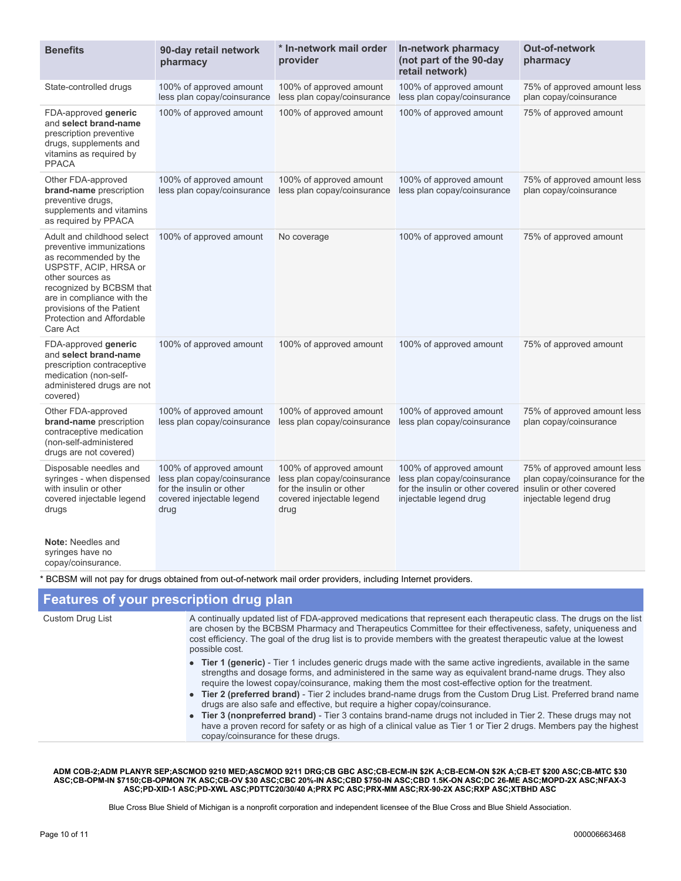| Benefits | * In-network mail order provider | 90-day retail network pharmacy | In-network pharmacy (not part of the 90-day retail network) | Out-of-network pharmacy |
|---|---|---|---|---|
| State-controlled drugs | 100% of approved amount less plan copay/coinsurance | 100% of approved amount less plan copay/coinsurance | 100% of approved amount less plan copay/coinsurance | 75% of approved amount less plan copay/coinsurance |
| FDA-approved **generic** and **select brand-name** prescription preventive drugs, supplements and vitamins as required by PPACA | 100% of approved amount | 100% of approved amount | 100% of approved amount | 75% of approved amount |
| Other FDA-approved **brand-name** prescription preventive drugs, supplements and vitamins as required by PPACA | 100% of approved amount less plan copay/coinsurance | 100% of approved amount less plan copay/coinsurance | 100% of approved amount less plan copay/coinsurance | 75% of approved amount less plan copay/coinsurance |
| Adult and childhood select preventive immunizations as recommended by the USPSTF, ACIP, HRSA or other sources as recognized by BCBSM that are in compliance with the provisions of the Patient Protection and Affordable Care Act | No coverage | 100% of approved amount | 100% of approved amount | 75% of approved amount |
| FDA-approved **generic** and **select brand-name** prescription contraceptive medication (non-self-administered drugs are not covered) | 100% of approved amount | 100% of approved amount | 100% of approved amount | 75% of approved amount |
| Other FDA-approved **brand-name** prescription contraceptive medication (non-self-administered drugs are not covered) | 100% of approved amount less plan copay/coinsurance | 100% of approved amount less plan copay/coinsurance | 100% of approved amount less plan copay/coinsurance | 75% of approved amount less plan copay/coinsurance |
| Disposable needles and syringes - when dispensed with insulin or other covered injectable legend drugs<br><br>**Note:** Needles and syringes have no copay/coinsurance. | 100% of approved amount less plan copay/coinsurance for the insulin or other covered injectable legend drug | 100% of approved amount less plan copay/coinsurance for the insulin or other covered injectable legend drug | 100% of approved amount less plan copay/coinsurance for the insulin or other covered injectable legend drug | 75% of approved amount less plan copay/coinsurance for the insulin or other covered injectable legend drug |

\* BCBSM will not pay for drugs obtained from out-of-network mail order providers, including Internet providers.

## Features of your prescription drug plan

| | |
|---|---|
| Custom Drug List | A continually updated list of FDA-approved medications that represent each therapeutic class. The drugs on the list are chosen by the BCBSM Pharmacy and Therapeutics Committee for their effectiveness, safety, uniqueness and cost efficiency. The goal of the drug list is to provide members with the greatest therapeutic value at the lowest possible cost.<br>• **Tier 1 (generic)** - Tier 1 includes generic drugs made with the same active ingredients, available in the same strengths and dosage forms, and administered in the same way as equivalent brand-name drugs. They also require the lowest copay/coinsurance, making them the most cost-effective option for the treatment.<br>• **Tier 2 (preferred brand)** - Tier 2 includes brand-name drugs from the Custom Drug List. Preferred brand name drugs are also safe and effective, but require a higher copay/coinsurance.<br>• **Tier 3 (nonpreferred brand)** - Tier 3 contains brand-name drugs not included in Tier 2. These drugs may not have a proven record for safety or as high of a clinical value as Tier 1 or Tier 2 drugs. Members pay the highest copay/coinsurance for these drugs. |

**ADM COB-2;ADM PLANYR SEP;ASCMOD 9210 MED;ASCMOD 9211 DRG;CB GBC ASC;CB-ECM-IN $2K A;CB-ECM-ON $2K A;CB-ET $200 ASC;CB-MTC $30 ASC;CB-OPM-IN $7150;CB-OPMON 7K ASC;CB-OV $30 ASC;CBC 20%-IN ASC;CBD $750-IN ASC;CBD 1.5K-ON ASC;DC 26-ME ASC;MOPD-2X ASC;NFAX-3 ASC;PD-XID-1 ASC;PD-XWL ASC;PDTTC20/30/40 A;PRX PC ASC;PRX-MM ASC;RX-90-2X ASC;RXP ASC;XTBHD ASC**

Blue Cross Blue Shield of Michigan is a nonprofit corporation and independent licensee of the Blue Cross and Blue Shield Association.

000006663468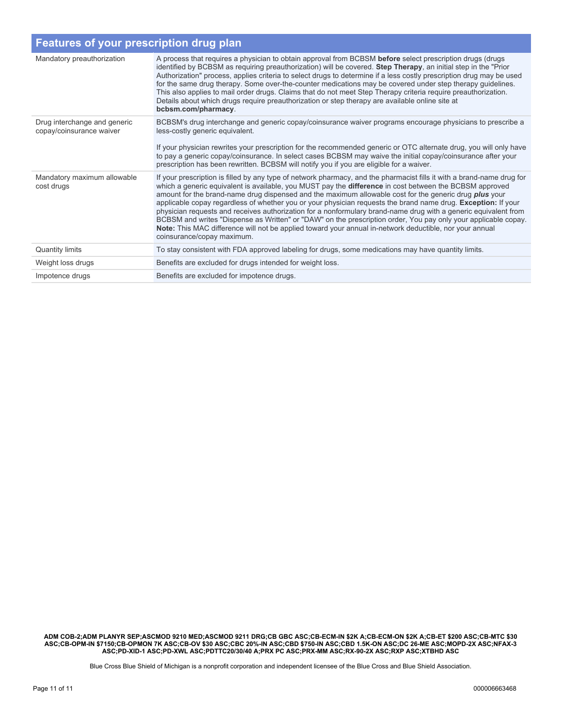## Features of your prescription drug plan

| | |
|---|---|
| Mandatory preauthorization | A process that requires a physician to obtain approval from BCBSM **before** select prescription drugs (drugs identified by BCBSM as requiring preauthorization) will be covered. **Step Therapy**, an initial step in the "Prior Authorization" process, applies criteria to select drugs to determine if a less costly prescription drug may be used for the same drug therapy. Some over-the-counter medications may be covered under step therapy guidelines. This also applies to mail order drugs. Claims that do not meet Step Therapy criteria require preauthorization. Details about which drugs require preauthorization or step therapy are available online site at **bcbsm.com/pharmacy**. |
| Drug interchange and generic copay/coinsurance waiver | BCBSM's drug interchange and generic copay/coinsurance waiver programs encourage physicians to prescribe a less-costly generic equivalent.<br><br>If your physician rewrites your prescription for the recommended generic or OTC alternate drug, you will only have to pay a generic copay/coinsurance. In select cases BCBSM may waive the initial copay/coinsurance after your prescription has been rewritten. BCBSM will notify you if you are eligible for a waiver. |
| Mandatory maximum allowable cost drugs | If your prescription is filled by any type of network pharmacy, and the pharmacist fills it with a brand-name drug for which a generic equivalent is available, you MUST pay the **difference** in cost between the BCBSM approved amount for the brand-name drug dispensed and the maximum allowable cost for the generic drug ***plus*** your applicable copay regardless of whether you or your physician requests the brand name drug. **Exception:** If your physician requests and receives authorization for a nonformulary brand-name drug with a generic equivalent from BCBSM and writes "Dispense as Written" or "DAW" on the prescription order, You pay only your applicable copay. **Note:** This MAC difference will not be applied toward your annual in-network deductible, nor your annual coinsurance/copay maximum. |
| Quantity limits | To stay consistent with FDA approved labeling for drugs, some medications may have quantity limits. |
| Weight loss drugs | Benefits are excluded for drugs intended for weight loss. |
| Impotence drugs | Benefits are excluded for impotence drugs. |

**ADM COB-2;ADM PLANYR SEP;ASCMOD 9210 MED;ASCMOD 9211 DRG;CB GBC ASC;CB-ECM-IN $2K A;CB-ECM-ON $2K A;CB-ET $200 ASC;CB-MTC $30 ASC;CB-OPM-IN $7150;CB-OPMON 7K ASC;CB-OV $30 ASC;CBC 20%-IN ASC;CBD $750-IN ASC;CBD 1.5K-ON ASC;DC 26-ME ASC;MOPD-2X ASC;NFAX-3 ASC;PD-XID-1 ASC;PD-XWL ASC;PDTTC20/30/40 A;PRX PC ASC;PRX-MM ASC;RX-90-2X ASC;RXP ASC;XTBHD ASC**

Blue Cross Blue Shield of Michigan is a nonprofit corporation and independent licensee of the Blue Cross and Blue Shield Association.

000006663468